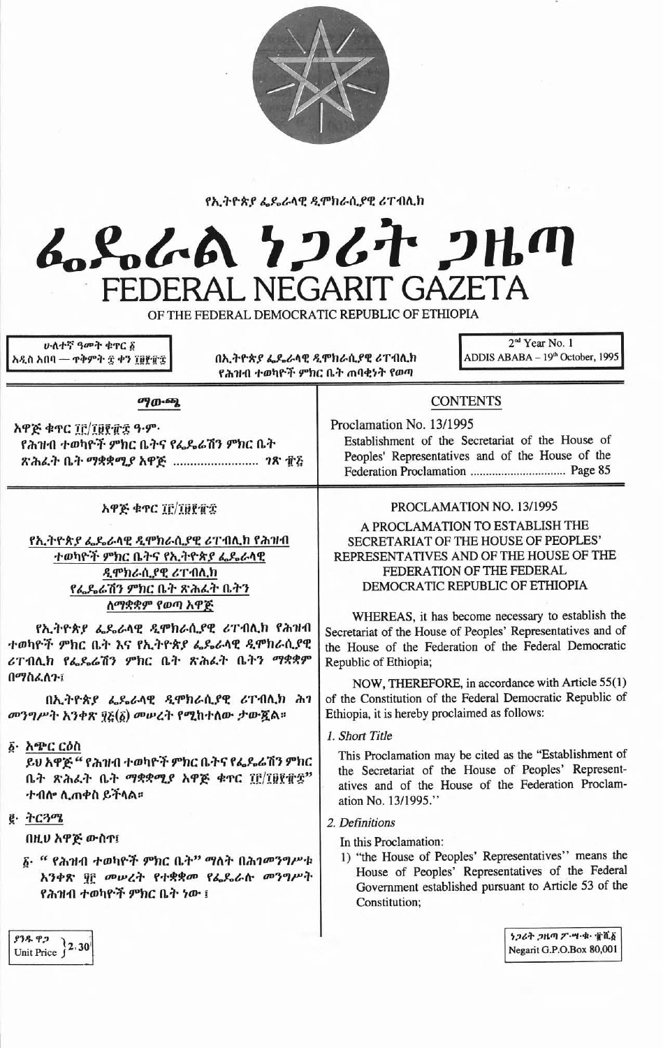የኢትዮጵያ ፌዴራላዊ ዲሞክራሲያዊ ሪፐብሊክ

# ፌዴራል ነጋሪት ጋዜጣ
# FEDERAL NEGARIT GAZETA

OF THE FEDERAL DEMOCRATIC REPUBLIC OF ETHIOPIA

ሁለተኛ ዓመት ቁጥር ፩
አዲስ አበባ — ጥቅምት ፰ ቀን ፲፱፻፹፰

በኢትዮጵያ ፌዴራላዊ ዲሞክራሲያዊ ሪፐብሊክ የሕዝብ ተወካዮች ምክር ቤት ጠባቂነት የወጣ

2nd Year No. 1
ADDIS ABABA – 19th October, 1995

## ማውጫ

አዋጅ ቁጥር ፲፫/፲፱፻፹፰ ዓ.ም.
የሕዝብ ተወካዮች ምክር ቤትና የፌዴሬሽን ምክር ቤት ጽሕፈት ቤት ማቋቋሚያ አዋጅ ........................ ገጽ ፹፭

## CONTENTS

Proclamation No. 13/1995
Establishment of the Secretariat of the House of Peoples' Representatives and of the House of the Federation Proclamation .............................. Page 85

### አዋጅ ቁጥር ፲፫/፲፱፻፹፰

**የኢትዮጵያ ፌዴራላዊ ዲሞክራሲያዊ ሪፐብሊክ የሕዝብ ተወካዮች ምክር ቤትና የኢትዮጵያ ፌዴራላዊ ዲሞክራሲያዊ ሪፐብሊክ የፌዴሬሽን ምክር ቤት ጽሕፈት ቤትን ለማቋቋም የወጣ አዋጅ**

የኢትዮጵያ ፌዴራላዊ ዲሞክራሲያዊ ሪፐብሊክ የሕዝብ ተወካዮች ምክር ቤት እና የኢትዮጵያ ፌዴራላዊ ዲሞክራሲያዊ ሪፐብሊክ የፌዴሬሽን ምክር ቤት ጽሕፈት ቤትን ማቋቋም በማስፈለጉ፤

በኢትዮጵያ ፌዴራላዊ ዲሞክራሲያዊ ሪፐብሊክ ሕገ መንግሥት አንቀጽ ፶፭(፩) መሠረት የሚከተለው ታውጇል።

፩· አጭር ርዕስ

ይህ አዋጅ "የሕዝብ ተወካዮች ምክር ቤትና የፌዴሬሽን ምክር ቤት ጽሕፈት ቤት ማቋቋሚያ አዋጅ ቁጥር ፲፫/፲፱፻፹፰" ተብሎ ሊጠቀስ ይችላል።

፪· ትርጓሜ

በዚህ አዋጅ ውስጥ፤

፩· "የሕዝብ ተወካዮች ምክር ቤት" ማለት በሕገመንግሥቱ አንቀጽ ፶፫ መሠረት የተቋቋመ የፌዴራሉ መንግሥት የሕዝብ ተወካዮች ምክር ቤት ነው፤

### PROCLAMATION NO. 13/1995

**A PROCLAMATION TO ESTABLISH THE SECRETARIAT OF THE HOUSE OF PEOPLES' REPRESENTATIVES AND OF THE HOUSE OF THE FEDERATION OF THE FEDERAL DEMOCRATIC REPUBLIC OF ETHIOPIA**

WHEREAS, it has become necessary to establish the Secretariat of the House of Peoples' Representatives and of the House of the Federation of the Federal Democratic Republic of Ethiopia;

NOW, THEREFORE, in accordance with Article 55(1) of the Constitution of the Federal Democratic Republic of Ethiopia, it is hereby proclaimed as follows:

*1. Short Title*

This Proclamation may be cited as the "Establishment of the Secretariat of the House of Peoples' Representatives and of the House of the Federation Proclamation No. 13/1995."

*2. Definitions*

In this Proclamation:

1) "the House of Peoples' Representatives" means the House of Peoples' Representatives of the Federal Government established pursuant to Article 53 of the Constitution;

ያንዱ ዋጋ Unit Price 2.30

ነጋሪት ጋዜጣ ፖ·ሣ·ቁ· ፹ሺ፩
Negarit G.P.O.Box 80,001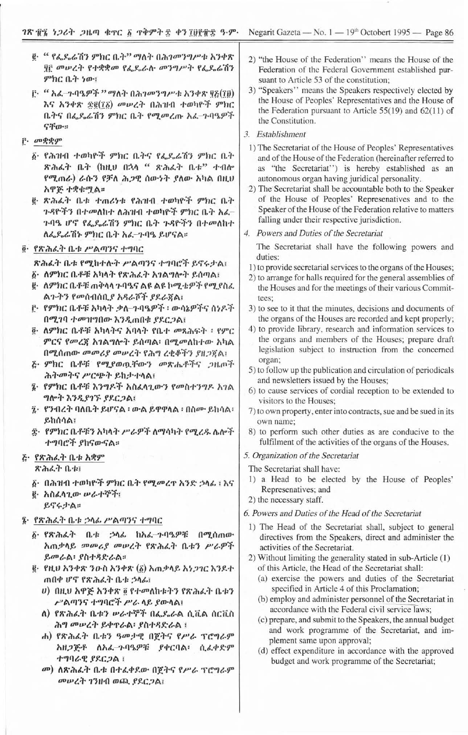፪· " የፌዴሬሽን ምክር ቤት" ማለት በሕገመንግሥቱ አንቀጽ ፶፫ መሠረት የተቋቋመ የፌዴራሉ መንግሥት የፌዴሬሽን ምክር ቤት ነው፤

፫· " አፈ-ጉባዔዎች " ማለት በሕገመንግሥቱ አንቀጽ ፶፭(፲፱) እና አንቀጽ ፷፪(፲፩) መሠረት በሕዝብ ተወካዮች ምክር ቤትና በፌዴሬሽን ምክር ቤት የሚመረጡ አፈ-ጉባዔዎች ናቸው።

፫· መቋቋም

፩· የሕዝብ ተወካዮች ምክር ቤትና የፌዴሬሽን ምክር ቤት ጽሕፈት ቤት (ከዚህ በኋላ " ጽሕፈት ቤቱ" ተብሎ የሚጠራ) ራሱን የቻለ ሕጋዊ ሰውነት ያለው አካል በዚህ አዋጅ ተቋቁሟል።

፪· ጽሕፈት ቤቱ ተጠሪነቱ የሕዝብ ተወካዮች ምክር ቤት ጉዳዮችን በተመለከተ ለሕዝብ ተወካዮች ምክር ቤት አፈ-ጉባዔ ሆኖ የፌዴሬሽን ምክር ቤት ጉዳዮችን በተመለከተ ለፌዴሬሽኑ ምክር ቤት አፈ-ጉባዔ ይሆናል።

፬· የጽሕፈት ቤቱ ሥልጣንና ተግባር

ጽሕፈት ቤቱ የሚከተሉት ሥልጣንና ተግባሮች ይኖሩታል፤

፩· ለምክር ቤቶቹ አካላት የጽሕፈት አገልግሎት ይሰጣል፤

፪· ለምክር ቤቶቹ ጠቅላላ ጉባዔና ልዩ ልዩ ኮሚቴዎች የሚያስፈልጉትን የመሰብሰቢያ አዳራሾች ያደራጃል፤

፫· የምክር ቤቶቹ አካላት ቃለ-ጉባዔዎች ፣ ውሳኔዎችና ሰነዶች በሚገባ ተመዝግበው እንዲጠበቁ ያደርጋል፤

፬· ለምክር ቤቶቹ አካላትና አባላት የቤተ መጻሕፍት ፣ የምርምርና የመረጃ አገልግሎት ይሰጣል፤ በሚመለከተው አካል በሚሰጠው መመሪያ መሠረት የሕግ ረቂቆችን ያዘጋጃል፤

፭· ምክር ቤቶቹ የሚያወጧቸውን መጽሔቶችና ጋዜጦች ሕትመትና ሥርጭት ይከታተላል፤

፮· የምክር ቤቶቹ እንግዶች አስፈላጊውን የመስተንግዶ አገልግሎት እንዲያገኙ ያደርጋል፤

፯· የንብረት ባለቤት ይሆናል ፣ ውል ይዋዋላል ፣ በስሙ ይከሳል፣ ይከሰሳል፤

፰· የምክር ቤቶቹን አካላት ሥራዎች ለማሳካት የሚረዱ ሌሎች ተግባሮች ያከናውናል።

፭· የጽሕፈት ቤቱ አቋም

ጽሕፈት ቤቱ፤

፩· በሕዝብ ተወካዮች ምክር ቤት የሚመረጥ አንድ ኃላፊ ፣ እና

፪· አስፈላጊው ሠራተኞች፣

ይኖሩታል።

፮· የጽሕፈት ቤቱ ኃላፊ ሥልጣንና ተግባር

፩· የጽሕፈት ቤቱ ኃላፊ ከአፈ-ጉባዔዎቹ በሚሰጠው አጠቃላይ መመሪያ መሠረት የጽሕፈት ቤቱን ሥራዎች ይመራል፣ ያስተዳድራል።

፪· የዚህ አንቀጽ ንዑስ አንቀጽ (፩) አጠቃላይ አነጋገር እንደተጠበቀ ሆኖ የጽሕፈት ቤቱ ኃላፊ፤

ሀ) በዚህ አዋጅ አንቀጽ ፬ የተመለከቱትን የጽሕፈት ቤቱን ሥልጣንና ተግባሮች ሥራ ላይ ያውላል፤

ለ) የጽሕፈት ቤቱን ሠራተኞች በፌዴራል ሲቪል ሰርቪስ ሕግ መሠረት ይቀጥራል፣ ያስተዳድራል ፤

ሐ) የጽሕፈት ቤቱን ዓመታዊ በጀትና የሥራ ፕሮግራም አዘጋጅቶ ለአፈ-ጉባዔዎቹ ያቀርባል፣ ሲፈቀድም ተግባራዊ ያደርጋል ፤

መ) ለጽሕፈት ቤቱ በተፈቀደው በጀትና የሥራ ፕሮግራም መሠረት ገንዘብ ወጪ ያደርጋል፤

2) "the House of the Federation" means the House of the Federation of the Federal Government established pursuant to Article 53 of the constitution;

3) "Speakers" means the Speakers respectively elected by the House of Peoples' Representatives and the House of the Federation pursuant to Article 55(19) and 62(11) of the Constitution.

3. *Establishment*

1) The Secretariat of the House of Peoples' Representatives and of the House of the Federation (hereinafter referred to as "the Secretariat") is hereby established as an autonomous organ having juridical personality.

2) The Secretariat shall be accountable both to the Speaker of the House of Peoples' Represenatives and to the Speaker of the House of the Federation relative to matters falling under their respective jurisdiction.

4. *Powers and Duties of the Secretariat*

The Secretariat shall have the following powers and duties:

1) to provide secretarial services to the organs of the Houses;

2) to arrange for halls required for the general assemblies of the Houses and for the meetings of their various Committees;

3) to see to it that the minutes, decisions and documents of the organs of the Houses are recorded and kept properly;

4) to provide library, research and information services to the organs and members of the Houses; prepare draft legislation subject to instruction from the concerned organ;

5) to follow up the publication and circulation of periodicals and newsletters issued by the Houses;

6) to cause services of cordial reception to be extended to visitors to the Houses;

7) to own property, enter into contracts, sue and be sued in its own name;

8) to perform such other duties as are conducive to the fulfilment of the activities of the organs of the Houses.

5. *Organization of the Secretariat*

The Secretariat shall have:

1) a Head to be elected by the House of Peoples' Represenatives; and

2) the necessary staff.

6. *Powers and Duties of the Head of the Secretariat*

1) The Head of the Secretariat shall, subject to general directives from the Speakers, direct and administer the activities of the Secretariat.

2) Without limiting the generality stated in sub-Article (1) of this Article, the Head of the Secretariat shall:

(a) exercise the powers and duties of the Secretariat specified in Article 4 of this Proclamation;

(b) employ and administer personnel of the Secretariat in accordance with the Federal civil service laws;

(c) prepare, and submit to the Speakers, the annual budget and work programme of the Secretariat, and implement same upon approval;

(d) effect expenditure in accordance with the approved budget and work programme of the Secretariat;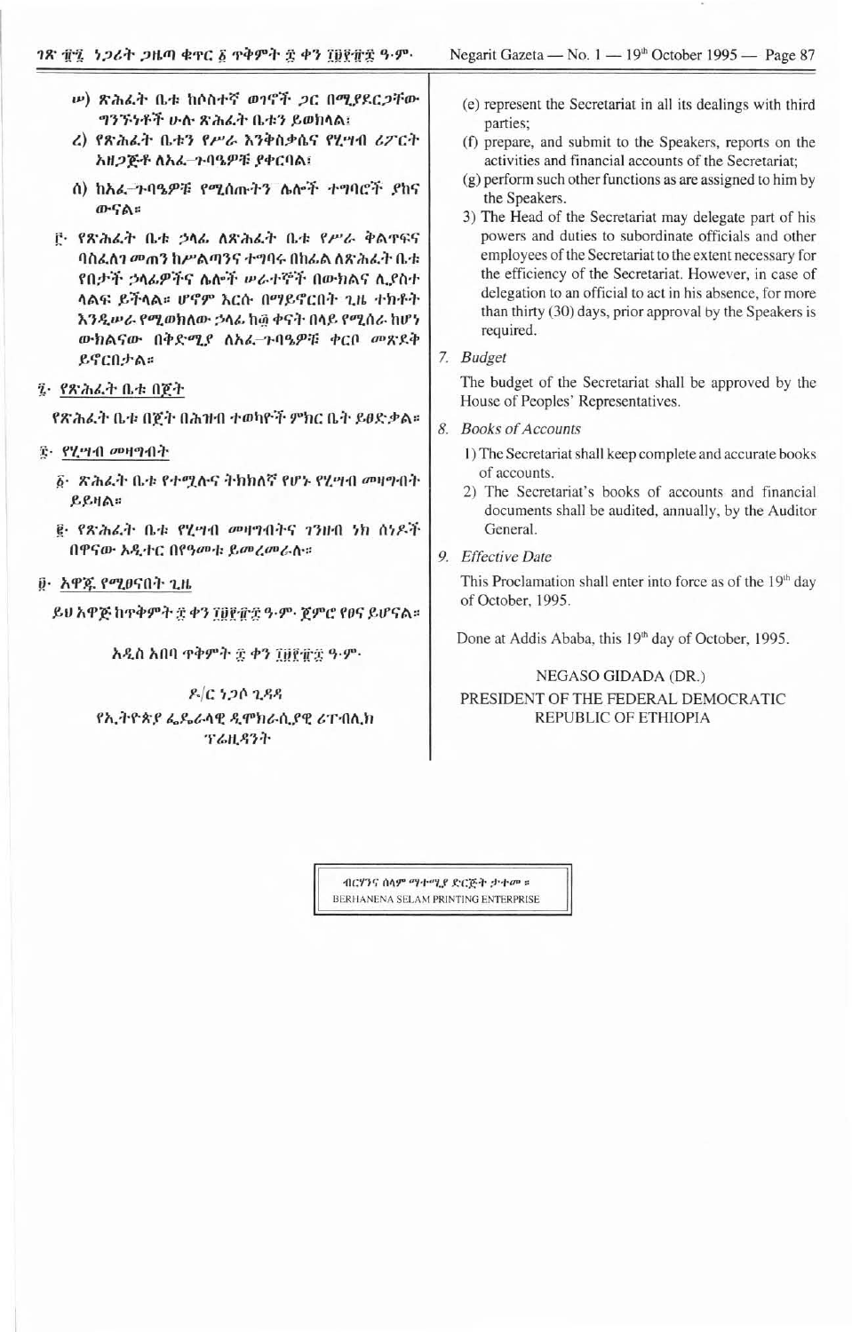ሠ) ጽሕፈት ቤቱ ከሶስተኛ ወገኖች ጋር በሚያደርጋቸው ግንኙነቶች ሁሉ ጽሕፈት ቤቱን ይወክላል፤

ረ) የጽሕፈት ቤቱን የሥራ እንቅስቃሴና የሂሣብ ሪፖርት አዘጋጅቶ ለአፈ–ጉባዔዎቹ ያቀርባል፤

ሰ) ከአፈ–ጉባዔዎቹ የሚሰጡትን ሌሎች ተግባሮች ያከናውናል።

፫· የጽሕፈት ቤቱ ኃላፊ ለጽሕፈት ቤቱ የሥራ ቅልጥፍና ባስፈለገ መጠን ከሥልጣንና ተግባሩ በከፊል ለጽሕፈት ቤቱ የበታች ኃላፊዎችና ሌሎች ሠራተኞች በውክልና ሊያስተላልፍ ይችላል። ሆኖም እርሱ በማይኖርበት ጊዜ ተክቶት እንዲሠራ የሚወክለው ኃላፊ ከ፴ ቀናት በላይ የሚሰራ ከሆነ ውክልናው በቅድሚያ ለአፈ–ጉባዔዎቹ ቀርቦ መጽደቅ ይኖርበታል።

፯· የጽሕፈት ቤቱ በጀት

የጽሕፈት ቤቱ በጀት በሕዝብ ተወካዮች ምክር ቤት ይፀድቃል።

፰· የሂሣብ መዛግብት

፩· ጽሕፈት ቤቱ የተሟሉና ትክክለኛ የሆኑ የሂሣብ መዛግብት ይይዛል።

፪· የጽሕፈት ቤቱ የሂሣብ መዛግብትና ገንዘብ ነክ ሰነዶች በዋናው ኦዲተር በየዓመቱ ይመረመራሉ።

፱· አዋጁ የሚፀናበት ጊዜ

ይህ አዋጅ ከጥቅምት ፰ ቀን ፲፱፻፹፰ ዓ·ም· ጀምሮ የፀና ይሆናል።

አዲስ አበባ ጥቅምት ፰ ቀን ፲፱፻፹፰ ዓ·ም·

ዶ/ር ነጋሶ ጊዳዳ

የኢትዮጵያ ፌዴራላዊ ዲሞክራሲያዊ ሪፐብሊክ ፕሬዚዳንት

(e) represent the Secretariat in all its dealings with third parties;

(f) prepare, and submit to the Speakers, reports on the activities and financial accounts of the Secretariat;

(g) perform such other functions as are assigned to him by the Speakers.

3) The Head of the Secretariat may delegate part of his powers and duties to subordinate officials and other employees of the Secretariat to the extent necessary for the efficiency of the Secretariat. However, in case of delegation to an official to act in his absence, for more than thirty (30) days, prior approval by the Speakers is required.

7. *Budget*

The budget of the Secretariat shall be approved by the House of Peoples' Representatives.

8. *Books of Accounts*

1) The Secretariat shall keep complete and accurate books of accounts.

2) The Secretariat's books of accounts and financial documents shall be audited, annually, by the Auditor General.

9. *Effective Date*

This Proclamation shall enter into force as of the 19th day of October, 1995.

Done at Addis Ababa, this 19th day of October, 1995.

NEGASO GIDADA (DR.)

PRESIDENT OF THE FEDERAL DEMOCRATIC REPUBLIC OF ETHIOPIA

ብርሃንና ሰላም ማተሚያ ድርጅት ታተመ ።
BERHANENA SELAM PRINTING ENTERPRISE